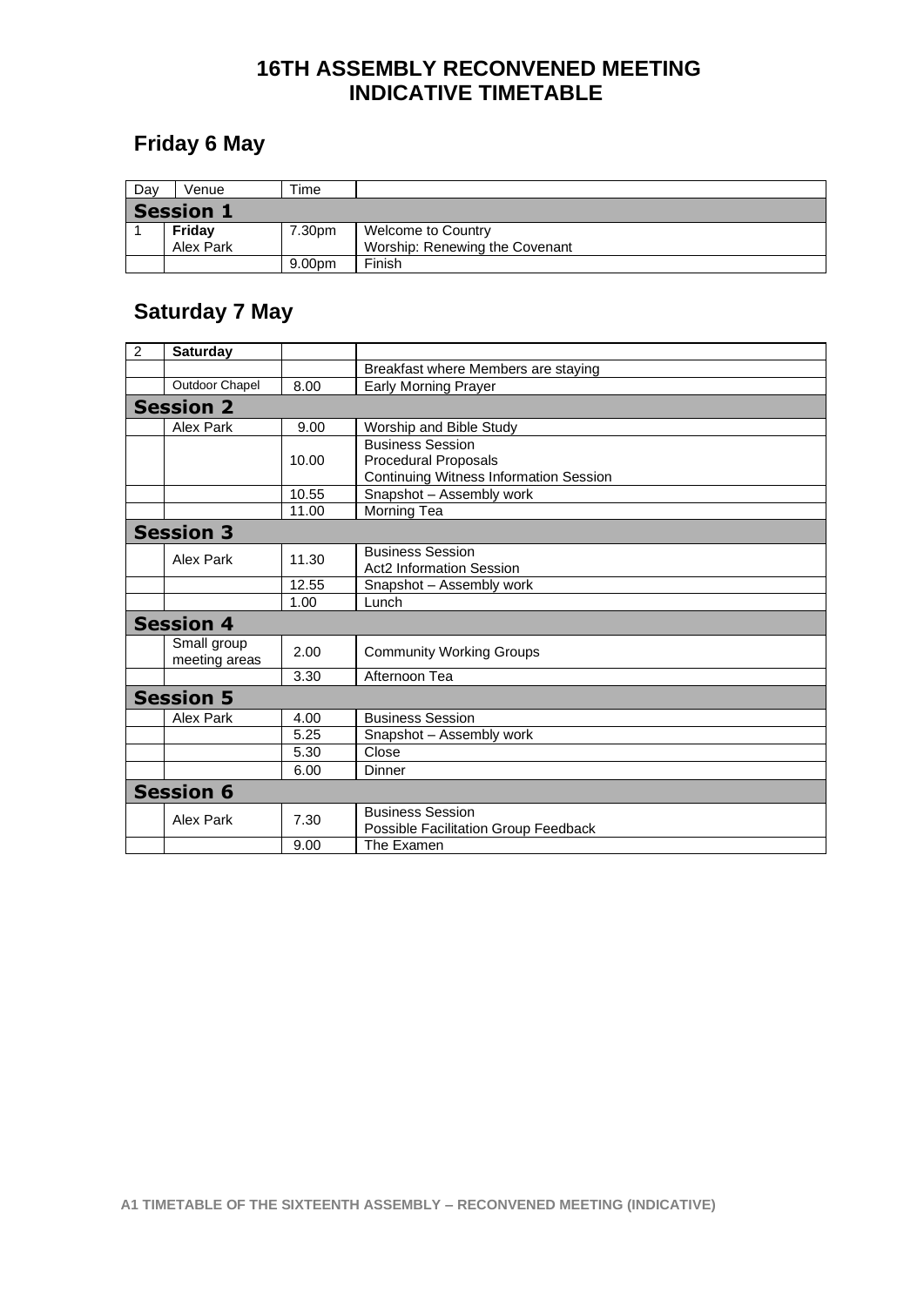# 16TH ASSEMBLY RECONVENED MEETING
# INDICATIVE TIMETABLE

## Friday 6 May

| Day | Venue | Time | |
|---|---|---|---|
| **Session 1** | | | |
| 1 | **Friday**<br>Alex Park | 7.30pm | Welcome to Country<br>Worship: Renewing the Covenant |
| | | 9.00pm | Finish |

## Saturday 7 May

| 2 | **Saturday** | | |
|---|---|---|---|
| | | | Breakfast where Members are staying |
| | Outdoor Chapel | 8.00 | Early Morning Prayer |
| **Session 2** | | | |
| | Alex Park | 9.00 | Worship and Bible Study |
| | | 10.00 | Business Session<br>Procedural Proposals<br>Continuing Witness Information Session |
| | | 10.55 | Snapshot – Assembly work |
| | | 11.00 | Morning Tea |
| **Session 3** | | | |
| | Alex Park | 11.30 | Business Session<br>Act2 Information Session |
| | | 12.55 | Snapshot – Assembly work |
| | | 1.00 | Lunch |
| **Session 4** | | | |
| | Small group meeting areas | 2.00 | Community Working Groups |
| | | 3.30 | Afternoon Tea |
| **Session 5** | | | |
| | Alex Park | 4.00 | Business Session |
| | | 5.25 | Snapshot – Assembly work |
| | | 5.30 | Close |
| | | 6.00 | Dinner |
| **Session 6** | | | |
| | Alex Park | 7.30 | Business Session<br>Possible Facilitation Group Feedback |
| | | 9.00 | The Examen |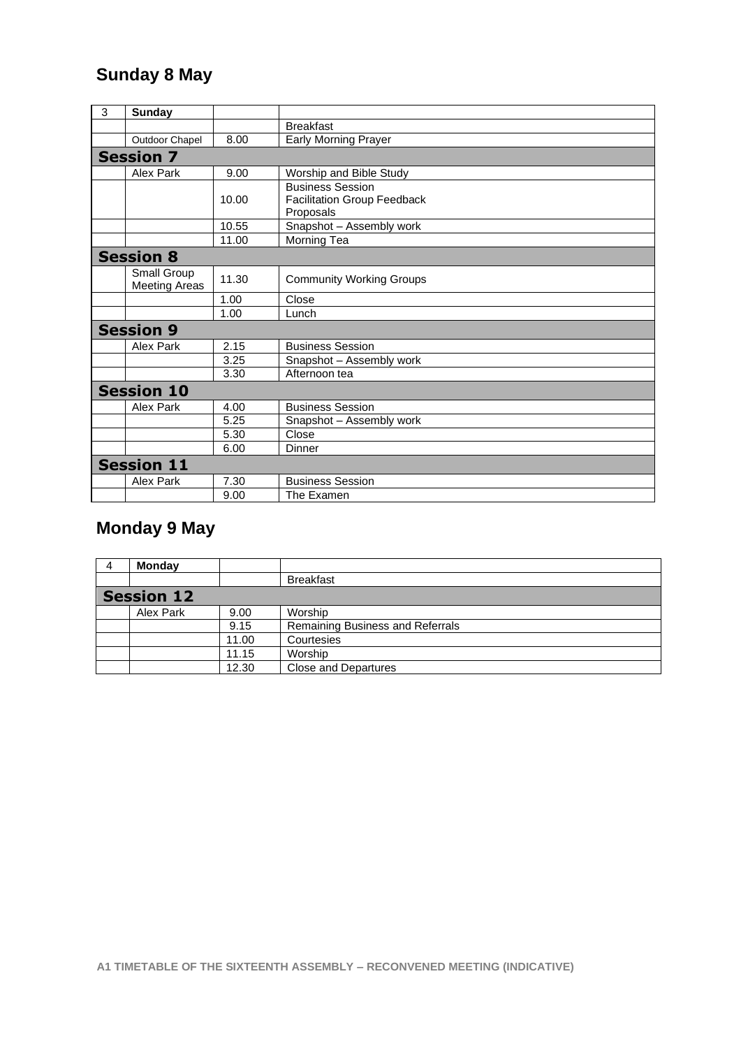## Sunday 8 May

| | | | |
|---|---|---|---|
| 3 | **Sunday** | | |
| | | | Breakfast |
| | Outdoor Chapel | 8.00 | Early Morning Prayer |
| **Session 7** | | | |
| | Alex Park | 9.00 | Worship and Bible Study |
| | | 10.00 | Business Session<br>Facilitation Group Feedback<br>Proposals |
| | | 10.55 | Snapshot – Assembly work |
| | | 11.00 | Morning Tea |
| **Session 8** | | | |
| | Small Group Meeting Areas | 11.30 | Community Working Groups |
| | | 1.00 | Close |
| | | 1.00 | Lunch |
| **Session 9** | | | |
| | Alex Park | 2.15 | Business Session |
| | | 3.25 | Snapshot – Assembly work |
| | | 3.30 | Afternoon tea |
| **Session 10** | | | |
| | Alex Park | 4.00 | Business Session |
| | | 5.25 | Snapshot – Assembly work |
| | | 5.30 | Close |
| | | 6.00 | Dinner |
| **Session 11** | | | |
| | Alex Park | 7.30 | Business Session |
| | | 9.00 | The Examen |

## Monday 9 May

| | | | |
|---|---|---|---|
| 4 | **Monday** | | |
| | | | Breakfast |
| **Session 12** | | | |
| | Alex Park | 9.00 | Worship |
| | | 9.15 | Remaining Business and Referrals |
| | | 11.00 | Courtesies |
| | | 11.15 | Worship |
| | | 12.30 | Close and Departures |

**A1 TIMETABLE OF THE SIXTEENTH ASSEMBLY – RECONVENED MEETING (INDICATIVE)**